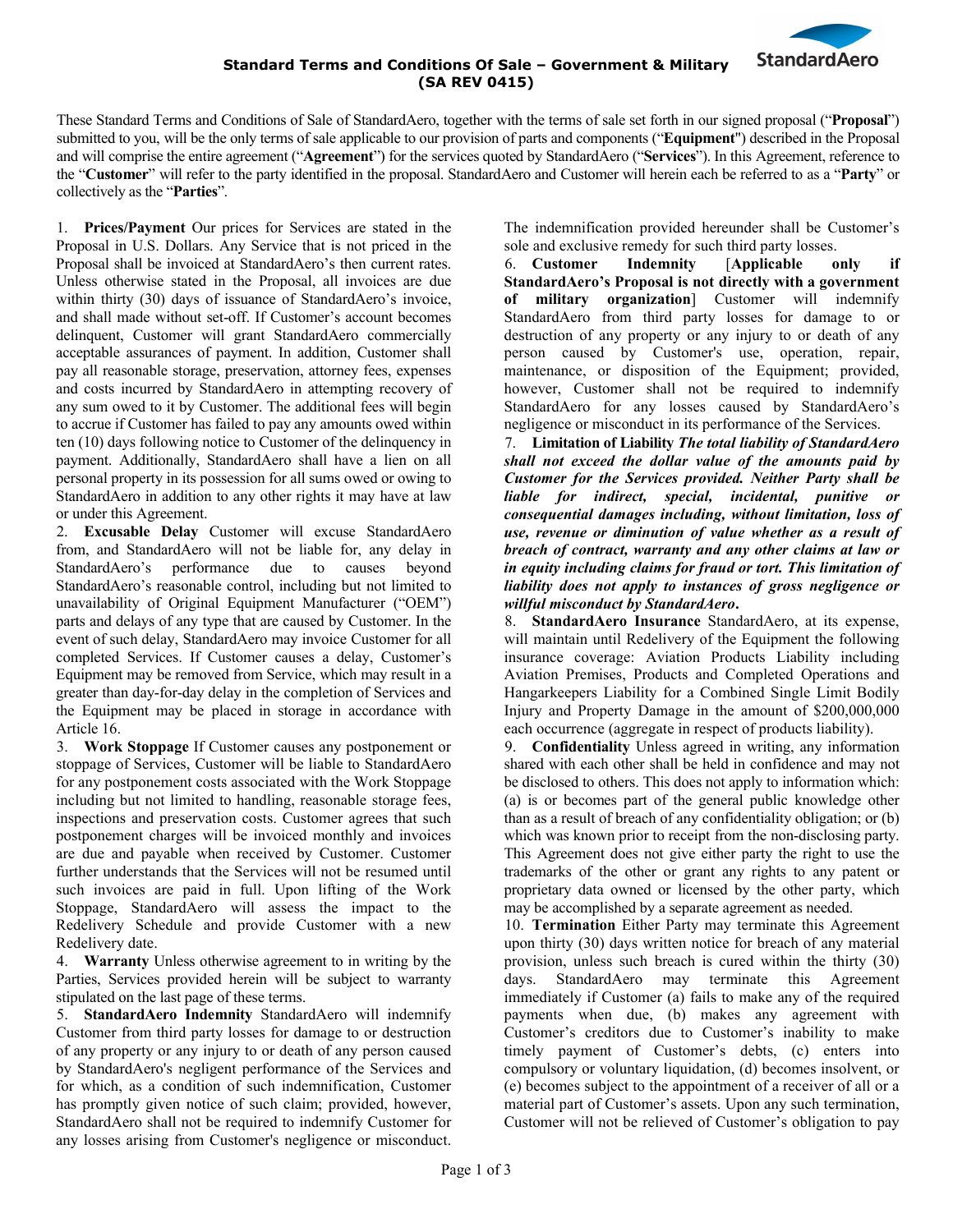# Standard Terms and Conditions Of Sale – Government & Military (SA REV 0415)

These Standard Terms and Conditions of Sale of StandardAero, together with the terms of sale set forth in our signed proposal ("**Proposal**") submitted to you, will be the only terms of sale applicable to our provision of parts and components ("**Equipment**") described in the Proposal and will comprise the entire agreement ("**Agreement**") for the services quoted by StandardAero ("**Services**"). In this Agreement, reference to the "**Customer**" will refer to the party identified in the proposal. StandardAero and Customer will herein each be referred to as a "**Party**" or collectively as the "**Parties**".

1. **Prices/Payment** Our prices for Services are stated in the Proposal in U.S. Dollars. Any Service that is not priced in the Proposal shall be invoiced at StandardAero's then current rates. Unless otherwise stated in the Proposal, all invoices are due within thirty (30) days of issuance of StandardAero's invoice, and shall made without set-off. If Customer's account becomes delinquent, Customer will grant StandardAero commercially acceptable assurances of payment. In addition, Customer shall pay all reasonable storage, preservation, attorney fees, expenses and costs incurred by StandardAero in attempting recovery of any sum owed to it by Customer. The additional fees will begin to accrue if Customer has failed to pay any amounts owed within ten (10) days following notice to Customer of the delinquency in payment. Additionally, StandardAero shall have a lien on all personal property in its possession for all sums owed or owing to StandardAero in addition to any other rights it may have at law or under this Agreement.

2. **Excusable Delay** Customer will excuse StandardAero from, and StandardAero will not be liable for, any delay in StandardAero's performance due to causes beyond StandardAero's reasonable control, including but not limited to unavailability of Original Equipment Manufacturer ("OEM") parts and delays of any type that are caused by Customer. In the event of such delay, StandardAero may invoice Customer for all completed Services. If Customer causes a delay, Customer's Equipment may be removed from Service, which may result in a greater than day-for-day delay in the completion of Services and the Equipment may be placed in storage in accordance with Article 16.

3. **Work Stoppage** If Customer causes any postponement or stoppage of Services, Customer will be liable to StandardAero for any postponement costs associated with the Work Stoppage including but not limited to handling, reasonable storage fees, inspections and preservation costs. Customer agrees that such postponement charges will be invoiced monthly and invoices are due and payable when received by Customer. Customer further understands that the Services will not be resumed until such invoices are paid in full. Upon lifting of the Work Stoppage, StandardAero will assess the impact to the Redelivery Schedule and provide Customer with a new Redelivery date.

4. **Warranty** Unless otherwise agreement to in writing by the Parties, Services provided herein will be subject to warranty stipulated on the last page of these terms.

5. **StandardAero Indemnity** StandardAero will indemnify Customer from third party losses for damage to or destruction of any property or any injury to or death of any person caused by StandardAero's negligent performance of the Services and for which, as a condition of such indemnification, Customer has promptly given notice of such claim; provided, however, StandardAero shall not be required to indemnify Customer for any losses arising from Customer's negligence or misconduct. The indemnification provided hereunder shall be Customer's sole and exclusive remedy for such third party losses.

6. **Customer Indemnity** [**Applicable only if StandardAero's Proposal is not directly with a government of military organization**] Customer will indemnify StandardAero from third party losses for damage to or destruction of any property or any injury to or death of any person caused by Customer's use, operation, repair, maintenance, or disposition of the Equipment; provided, however, Customer shall not be required to indemnify StandardAero for any losses caused by StandardAero's negligence or misconduct in its performance of the Services.

7. **Limitation of Liability** ***The total liability of StandardAero shall not exceed the dollar value of the amounts paid by Customer for the Services provided. Neither Party shall be liable for indirect, special, incidental, punitive or consequential damages including, without limitation, loss of use, revenue or diminution of value whether as a result of breach of contract, warranty and any other claims at law or in equity including claims for fraud or tort. This limitation of liability does not apply to instances of gross negligence or willful misconduct by StandardAero.***

8. **StandardAero Insurance** StandardAero, at its expense, will maintain until Redelivery of the Equipment the following insurance coverage: Aviation Products Liability including Aviation Premises, Products and Completed Operations and Hangarkeepers Liability for a Combined Single Limit Bodily Injury and Property Damage in the amount of $200,000,000 each occurrence (aggregate in respect of products liability).

9. **Confidentiality** Unless agreed in writing, any information shared with each other shall be held in confidence and may not be disclosed to others. This does not apply to information which: (a) is or becomes part of the general public knowledge other than as a result of breach of any confidentiality obligation; or (b) which was known prior to receipt from the non-disclosing party. This Agreement does not give either party the right to use the trademarks of the other or grant any rights to any patent or proprietary data owned or licensed by the other party, which may be accomplished by a separate agreement as needed.

10. **Termination** Either Party may terminate this Agreement upon thirty (30) days written notice for breach of any material provision, unless such breach is cured within the thirty (30) days. StandardAero may terminate this Agreement immediately if Customer (a) fails to make any of the required payments when due, (b) makes any agreement with Customer's creditors due to Customer's inability to make timely payment of Customer's debts, (c) enters into compulsory or voluntary liquidation, (d) becomes insolvent, or (e) becomes subject to the appointment of a receiver of all or a material part of Customer's assets. Upon any such termination, Customer will not be relieved of Customer's obligation to pay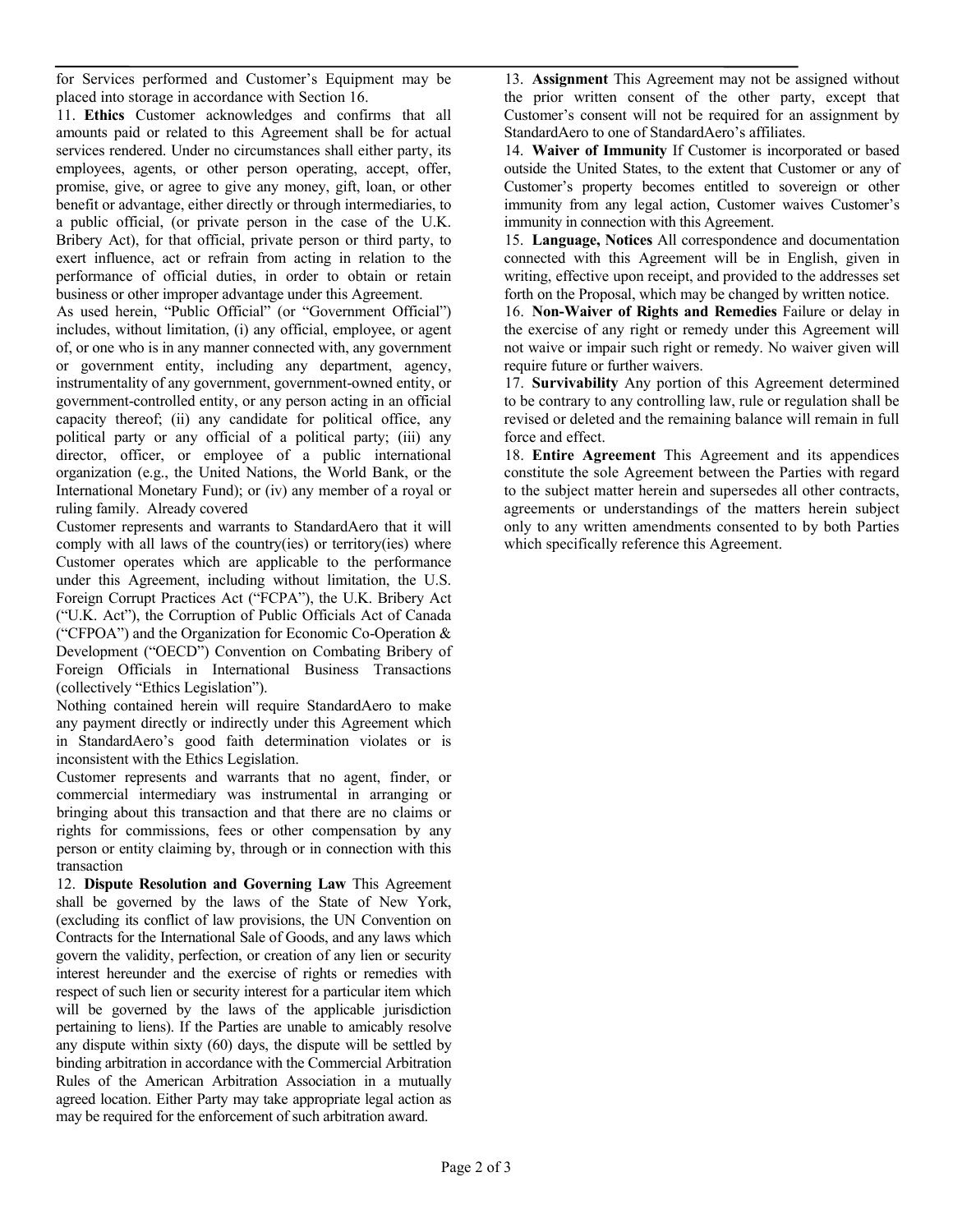for Services performed and Customer's Equipment may be placed into storage in accordance with Section 16.

11. **Ethics** Customer acknowledges and confirms that all amounts paid or related to this Agreement shall be for actual services rendered. Under no circumstances shall either party, its employees, agents, or other person operating, accept, offer, promise, give, or agree to give any money, gift, loan, or other benefit or advantage, either directly or through intermediaries, to a public official, (or private person in the case of the U.K. Bribery Act), for that official, private person or third party, to exert influence, act or refrain from acting in relation to the performance of official duties, in order to obtain or retain business or other improper advantage under this Agreement.

As used herein, "Public Official" (or "Government Official") includes, without limitation, (i) any official, employee, or agent of, or one who is in any manner connected with, any government or government entity, including any department, agency, instrumentality of any government, government-owned entity, or government-controlled entity, or any person acting in an official capacity thereof; (ii) any candidate for political office, any political party or any official of a political party; (iii) any director, officer, or employee of a public international organization (e.g., the United Nations, the World Bank, or the International Monetary Fund); or (iv) any member of a royal or ruling family. Already covered

Customer represents and warrants to StandardAero that it will comply with all laws of the country(ies) or territory(ies) where Customer operates which are applicable to the performance under this Agreement, including without limitation, the U.S. Foreign Corrupt Practices Act ("FCPA"), the U.K. Bribery Act ("U.K. Act"), the Corruption of Public Officials Act of Canada ("CFPOA") and the Organization for Economic Co-Operation & Development ("OECD") Convention on Combating Bribery of Foreign Officials in International Business Transactions (collectively "Ethics Legislation").

Nothing contained herein will require StandardAero to make any payment directly or indirectly under this Agreement which in StandardAero's good faith determination violates or is inconsistent with the Ethics Legislation.

Customer represents and warrants that no agent, finder, or commercial intermediary was instrumental in arranging or bringing about this transaction and that there are no claims or rights for commissions, fees or other compensation by any person or entity claiming by, through or in connection with this transaction

12. **Dispute Resolution and Governing Law** This Agreement shall be governed by the laws of the State of New York, (excluding its conflict of law provisions, the UN Convention on Contracts for the International Sale of Goods, and any laws which govern the validity, perfection, or creation of any lien or security interest hereunder and the exercise of rights or remedies with respect of such lien or security interest for a particular item which will be governed by the laws of the applicable jurisdiction pertaining to liens). If the Parties are unable to amicably resolve any dispute within sixty (60) days, the dispute will be settled by binding arbitration in accordance with the Commercial Arbitration Rules of the American Arbitration Association in a mutually agreed location. Either Party may take appropriate legal action as may be required for the enforcement of such arbitration award.

13. **Assignment** This Agreement may not be assigned without the prior written consent of the other party, except that Customer's consent will not be required for an assignment by StandardAero to one of StandardAero's affiliates.

14. **Waiver of Immunity** If Customer is incorporated or based outside the United States, to the extent that Customer or any of Customer's property becomes entitled to sovereign or other immunity from any legal action, Customer waives Customer's immunity in connection with this Agreement.

15. **Language, Notices** All correspondence and documentation connected with this Agreement will be in English, given in writing, effective upon receipt, and provided to the addresses set forth on the Proposal, which may be changed by written notice.

16. **Non-Waiver of Rights and Remedies** Failure or delay in the exercise of any right or remedy under this Agreement will not waive or impair such right or remedy. No waiver given will require future or further waivers.

17. **Survivability** Any portion of this Agreement determined to be contrary to any controlling law, rule or regulation shall be revised or deleted and the remaining balance will remain in full force and effect.

18. **Entire Agreement** This Agreement and its appendices constitute the sole Agreement between the Parties with regard to the subject matter herein and supersedes all other contracts, agreements or understandings of the matters herein subject only to any written amendments consented to by both Parties which specifically reference this Agreement.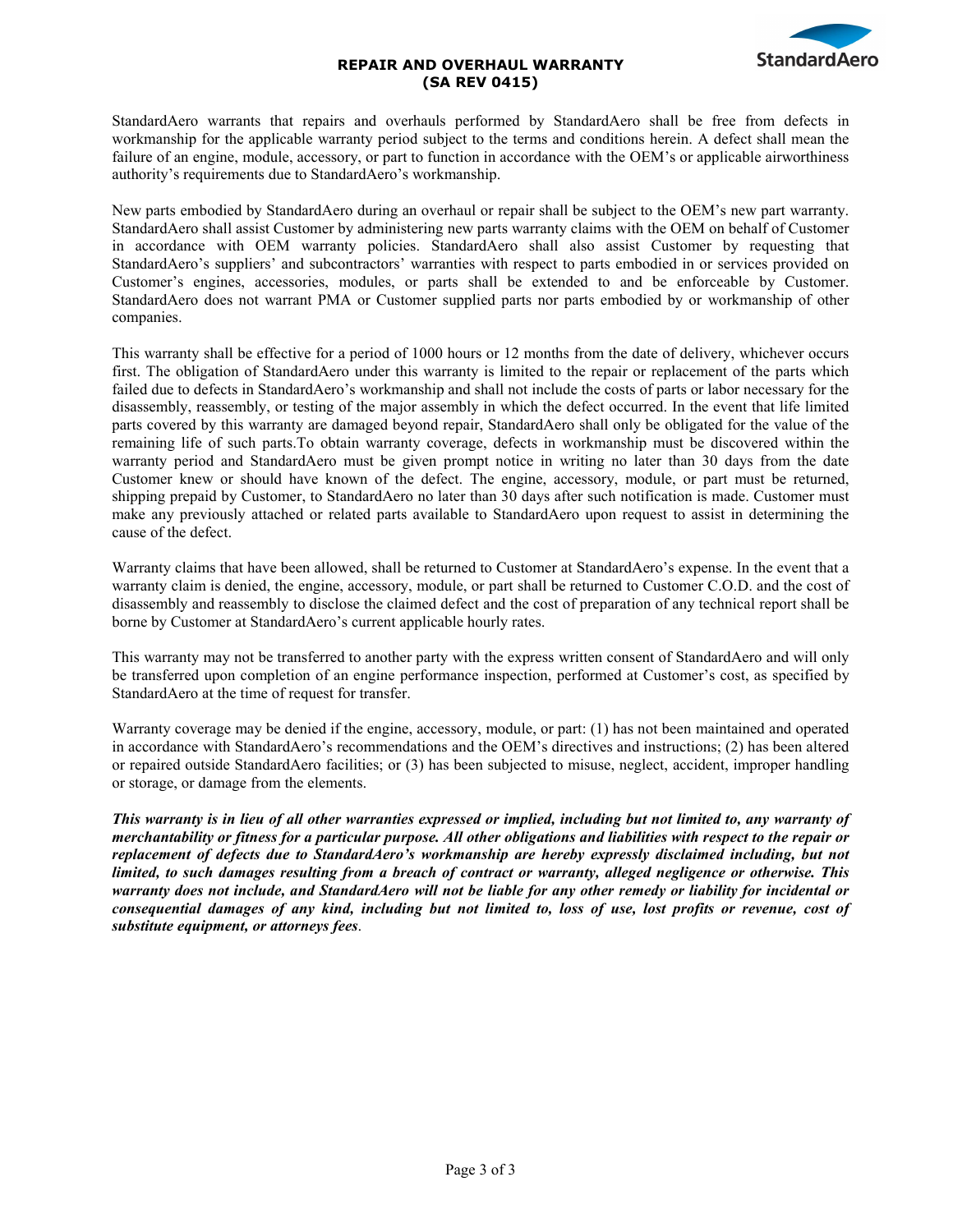# REPAIR AND OVERHAUL WARRANTY
## (SA REV 0415)

StandardAero warrants that repairs and overhauls performed by StandardAero shall be free from defects in workmanship for the applicable warranty period subject to the terms and conditions herein. A defect shall mean the failure of an engine, module, accessory, or part to function in accordance with the OEM's or applicable airworthiness authority's requirements due to StandardAero's workmanship.

New parts embodied by StandardAero during an overhaul or repair shall be subject to the OEM's new part warranty. StandardAero shall assist Customer by administering new parts warranty claims with the OEM on behalf of Customer in accordance with OEM warranty policies. StandardAero shall also assist Customer by requesting that StandardAero's suppliers' and subcontractors' warranties with respect to parts embodied in or services provided on Customer's engines, accessories, modules, or parts shall be extended to and be enforceable by Customer. StandardAero does not warrant PMA or Customer supplied parts nor parts embodied by or workmanship of other companies.

This warranty shall be effective for a period of 1000 hours or 12 months from the date of delivery, whichever occurs first. The obligation of StandardAero under this warranty is limited to the repair or replacement of the parts which failed due to defects in StandardAero's workmanship and shall not include the costs of parts or labor necessary for the disassembly, reassembly, or testing of the major assembly in which the defect occurred. In the event that life limited parts covered by this warranty are damaged beyond repair, StandardAero shall only be obligated for the value of the remaining life of such parts.To obtain warranty coverage, defects in workmanship must be discovered within the warranty period and StandardAero must be given prompt notice in writing no later than 30 days from the date Customer knew or should have known of the defect. The engine, accessory, module, or part must be returned, shipping prepaid by Customer, to StandardAero no later than 30 days after such notification is made. Customer must make any previously attached or related parts available to StandardAero upon request to assist in determining the cause of the defect.

Warranty claims that have been allowed, shall be returned to Customer at StandardAero's expense. In the event that a warranty claim is denied, the engine, accessory, module, or part shall be returned to Customer C.O.D. and the cost of disassembly and reassembly to disclose the claimed defect and the cost of preparation of any technical report shall be borne by Customer at StandardAero's current applicable hourly rates.

This warranty may not be transferred to another party with the express written consent of StandardAero and will only be transferred upon completion of an engine performance inspection, performed at Customer's cost, as specified by StandardAero at the time of request for transfer.

Warranty coverage may be denied if the engine, accessory, module, or part: (1) has not been maintained and operated in accordance with StandardAero's recommendations and the OEM's directives and instructions; (2) has been altered or repaired outside StandardAero facilities; or (3) has been subjected to misuse, neglect, accident, improper handling or storage, or damage from the elements.

***This warranty is in lieu of all other warranties expressed or implied, including but not limited to, any warranty of merchantability or fitness for a particular purpose. All other obligations and liabilities with respect to the repair or replacement of defects due to StandardAero's workmanship are hereby expressly disclaimed including, but not limited, to such damages resulting from a breach of contract or warranty, alleged negligence or otherwise. This warranty does not include, and StandardAero will not be liable for any other remedy or liability for incidental or consequential damages of any kind, including but not limited to, loss of use, lost profits or revenue, cost of substitute equipment, or attorneys fees***.